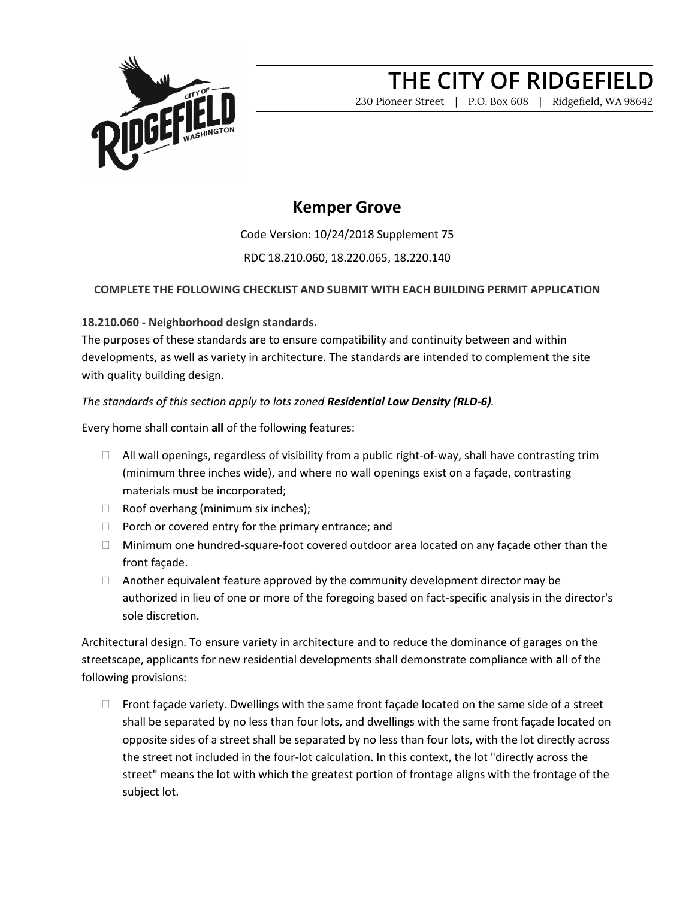# THE CITY OF RIDGEFIELD

230 Pioneer Street | P.O. Box 608 | Ridgefield, WA 98642

## Kemper Grove

Code Version: 10/24/2018 Supplement 75

RDC 18.210.060, 18.220.065, 18.220.140

**COMPLETE THE FOLLOWING CHECKLIST AND SUBMIT WITH EACH BUILDING PERMIT APPLICATION**

**18.210.060 - Neighborhood design standards.**

The purposes of these standards are to ensure compatibility and continuity between and within developments, as well as variety in architecture. The standards are intended to complement the site with quality building design.

*The standards of this section apply to lots zoned* ***Residential Low Density (RLD-6)****.*

Every home shall contain **all** of the following features:

- ☐ All wall openings, regardless of visibility from a public right-of-way, shall have contrasting trim (minimum three inches wide), and where no wall openings exist on a façade, contrasting materials must be incorporated;
- ☐ Roof overhang (minimum six inches);
- ☐ Porch or covered entry for the primary entrance; and
- ☐ Minimum one hundred-square-foot covered outdoor area located on any façade other than the front façade.
- ☐ Another equivalent feature approved by the community development director may be authorized in lieu of one or more of the foregoing based on fact-specific analysis in the director's sole discretion.

Architectural design. To ensure variety in architecture and to reduce the dominance of garages on the streetscape, applicants for new residential developments shall demonstrate compliance with **all** of the following provisions:

- ☐ Front façade variety. Dwellings with the same front façade located on the same side of a street shall be separated by no less than four lots, and dwellings with the same front façade located on opposite sides of a street shall be separated by no less than four lots, with the lot directly across the street not included in the four-lot calculation. In this context, the lot "directly across the street" means the lot with which the greatest portion of frontage aligns with the frontage of the subject lot.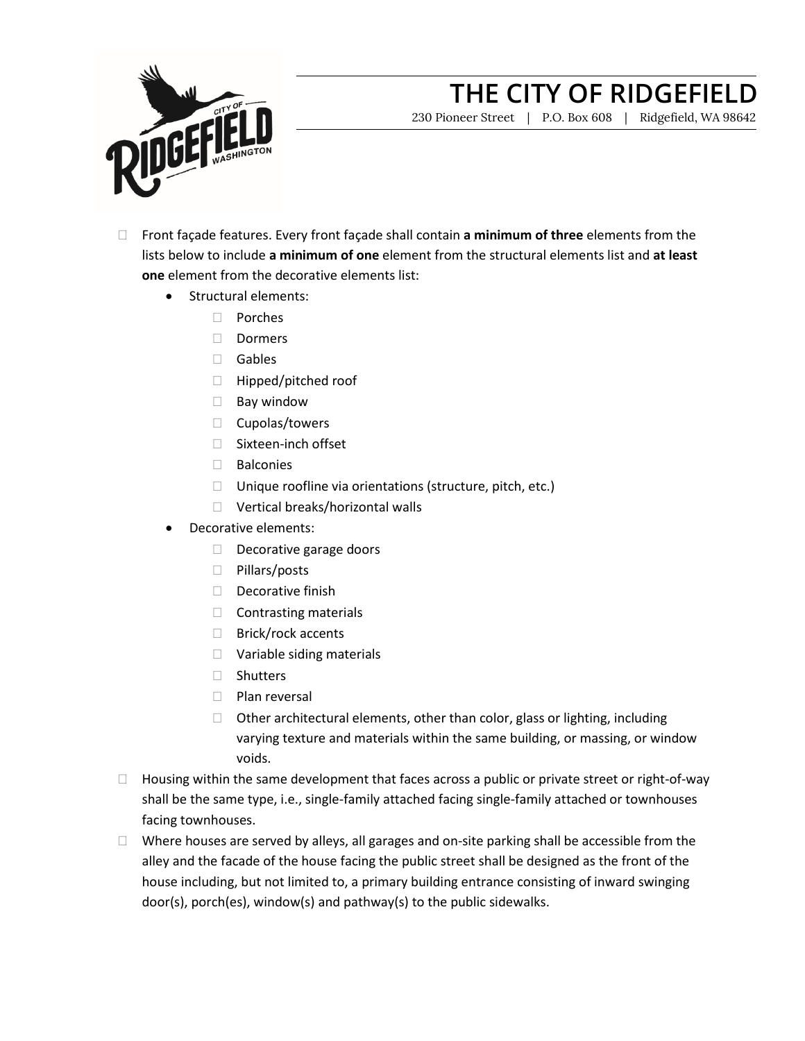- Front façade features. Every front façade shall contain **a minimum of three** elements from the lists below to include **a minimum of one** element from the structural elements list and **at least one** element from the decorative elements list:
  - Structural elements:
    - Porches
    - Dormers
    - Gables
    - Hipped/pitched roof
    - Bay window
    - Cupolas/towers
    - Sixteen-inch offset
    - Balconies
    - Unique roofline via orientations (structure, pitch, etc.)
    - Vertical breaks/horizontal walls
  - Decorative elements:
    - Decorative garage doors
    - Pillars/posts
    - Decorative finish
    - Contrasting materials
    - Brick/rock accents
    - Variable siding materials
    - Shutters
    - Plan reversal
    - Other architectural elements, other than color, glass or lighting, including varying texture and materials within the same building, or massing, or window voids.
- Housing within the same development that faces across a public or private street or right-of-way shall be the same type, i.e., single-family attached facing single-family attached or townhouses facing townhouses.
- Where houses are served by alleys, all garages and on-site parking shall be accessible from the alley and the facade of the house facing the public street shall be designed as the front of the house including, but not limited to, a primary building entrance consisting of inward swinging door(s), porch(es), window(s) and pathway(s) to the public sidewalks.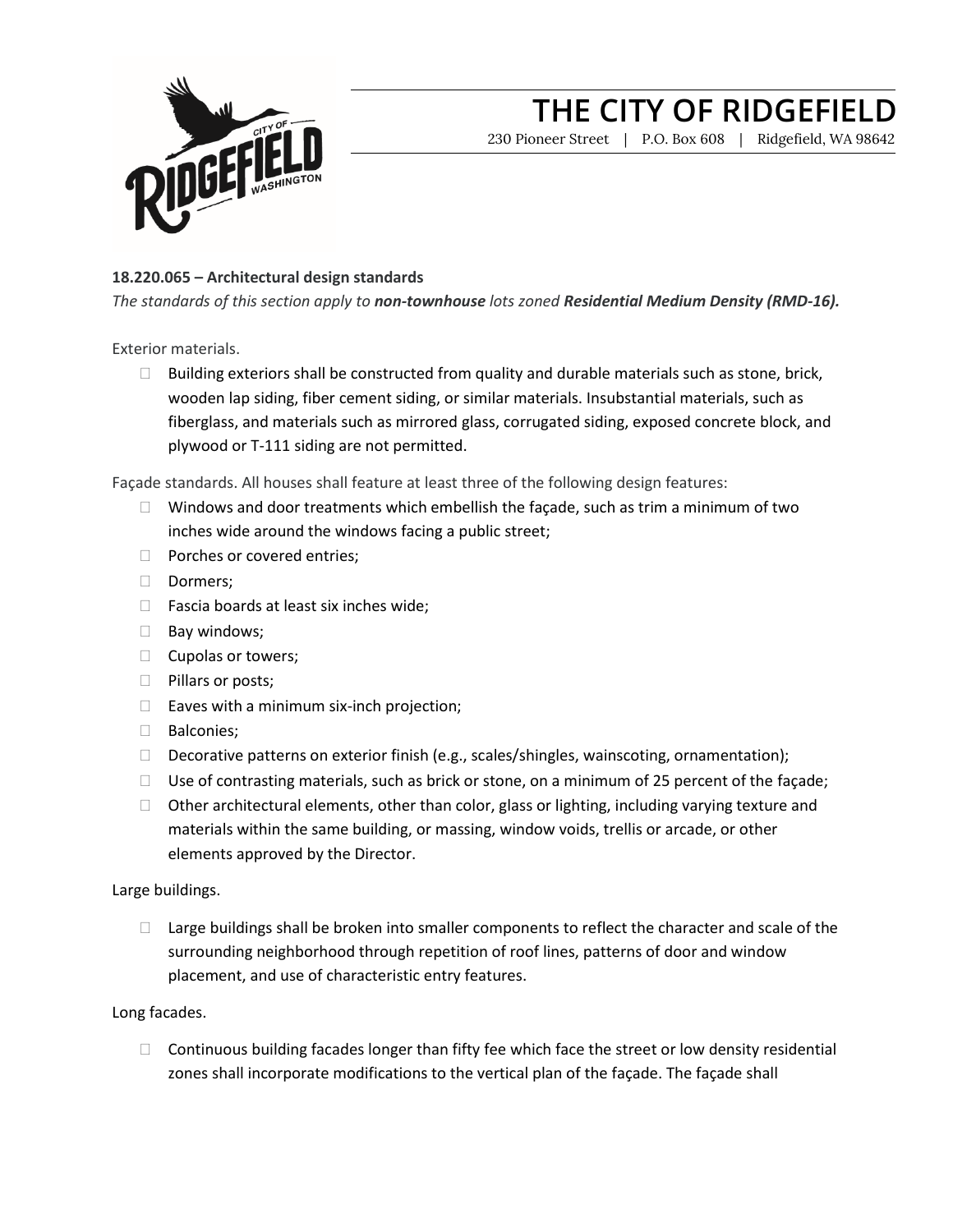# THE CITY OF RIDGEFIELD

230 Pioneer Street | P.O. Box 608 | Ridgefield, WA 98642

**18.220.065 – Architectural design standards**

*The standards of this section apply to **non-townhouse** lots zoned **Residential Medium Density (RMD-16).***

Exterior materials.

- Building exteriors shall be constructed from quality and durable materials such as stone, brick, wooden lap siding, fiber cement siding, or similar materials. Insubstantial materials, such as fiberglass, and materials such as mirrored glass, corrugated siding, exposed concrete block, and plywood or T-111 siding are not permitted.

Façade standards. All houses shall feature at least three of the following design features:

- Windows and door treatments which embellish the façade, such as trim a minimum of two inches wide around the windows facing a public street;
- Porches or covered entries;
- Dormers;
- Fascia boards at least six inches wide;
- Bay windows;
- Cupolas or towers;
- Pillars or posts;
- Eaves with a minimum six-inch projection;
- Balconies;
- Decorative patterns on exterior finish (e.g., scales/shingles, wainscoting, ornamentation);
- Use of contrasting materials, such as brick or stone, on a minimum of 25 percent of the façade;
- Other architectural elements, other than color, glass or lighting, including varying texture and materials within the same building, or massing, window voids, trellis or arcade, or other elements approved by the Director.

Large buildings.

- Large buildings shall be broken into smaller components to reflect the character and scale of the surrounding neighborhood through repetition of roof lines, patterns of door and window placement, and use of characteristic entry features.

Long facades.

- Continuous building facades longer than fifty fee which face the street or low density residential zones shall incorporate modifications to the vertical plan of the façade. The façade shall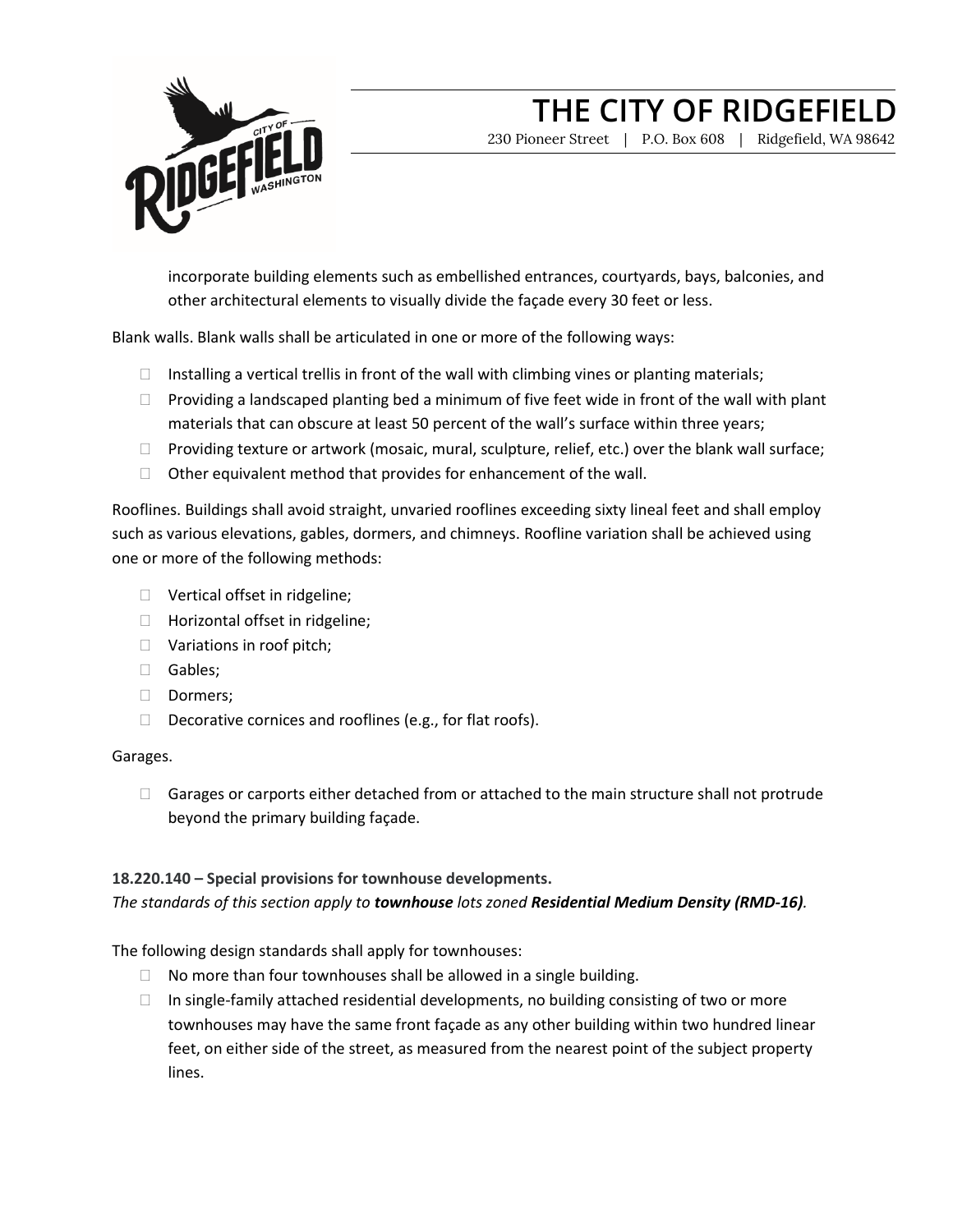incorporate building elements such as embellished entrances, courtyards, bays, balconies, and other architectural elements to visually divide the façade every 30 feet or less.

Blank walls. Blank walls shall be articulated in one or more of the following ways:

- Installing a vertical trellis in front of the wall with climbing vines or planting materials;
- Providing a landscaped planting bed a minimum of five feet wide in front of the wall with plant materials that can obscure at least 50 percent of the wall's surface within three years;
- Providing texture or artwork (mosaic, mural, sculpture, relief, etc.) over the blank wall surface;
- Other equivalent method that provides for enhancement of the wall.

Rooflines. Buildings shall avoid straight, unvaried rooflines exceeding sixty lineal feet and shall employ such as various elevations, gables, dormers, and chimneys. Roofline variation shall be achieved using one or more of the following methods:

- Vertical offset in ridgeline;
- Horizontal offset in ridgeline;
- Variations in roof pitch;
- Gables;
- Dormers;
- Decorative cornices and rooflines (e.g., for flat roofs).

Garages.

- Garages or carports either detached from or attached to the main structure shall not protrude beyond the primary building façade.

**18.220.140 – Special provisions for townhouse developments.**
*The standards of this section apply to* ***townhouse*** *lots zoned* ***Residential Medium Density (RMD-16)****.*

The following design standards shall apply for townhouses:

- No more than four townhouses shall be allowed in a single building.
- In single-family attached residential developments, no building consisting of two or more townhouses may have the same front façade as any other building within two hundred linear feet, on either side of the street, as measured from the nearest point of the subject property lines.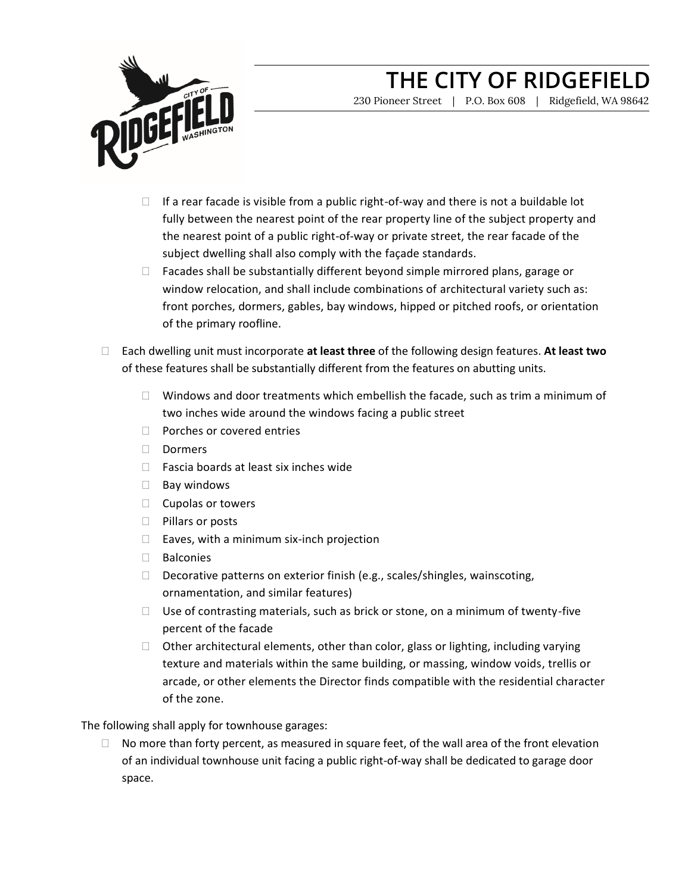- If a rear facade is visible from a public right-of-way and there is not a buildable lot fully between the nearest point of the rear property line of the subject property and the nearest point of a public right-of-way or private street, the rear facade of the subject dwelling shall also comply with the façade standards.
- Facades shall be substantially different beyond simple mirrored plans, garage or window relocation, and shall include combinations of architectural variety such as: front porches, dormers, gables, bay windows, hipped or pitched roofs, or orientation of the primary roofline.

- Each dwelling unit must incorporate **at least three** of the following design features. **At least two** of these features shall be substantially different from the features on abutting units.
  - Windows and door treatments which embellish the facade, such as trim a minimum of two inches wide around the windows facing a public street
  - Porches or covered entries
  - Dormers
  - Fascia boards at least six inches wide
  - Bay windows
  - Cupolas or towers
  - Pillars or posts
  - Eaves, with a minimum six-inch projection
  - Balconies
  - Decorative patterns on exterior finish (e.g., scales/shingles, wainscoting, ornamentation, and similar features)
  - Use of contrasting materials, such as brick or stone, on a minimum of twenty-five percent of the facade
  - Other architectural elements, other than color, glass or lighting, including varying texture and materials within the same building, or massing, window voids, trellis or arcade, or other elements the Director finds compatible with the residential character of the zone.

The following shall apply for townhouse garages:

- No more than forty percent, as measured in square feet, of the wall area of the front elevation of an individual townhouse unit facing a public right-of-way shall be dedicated to garage door space.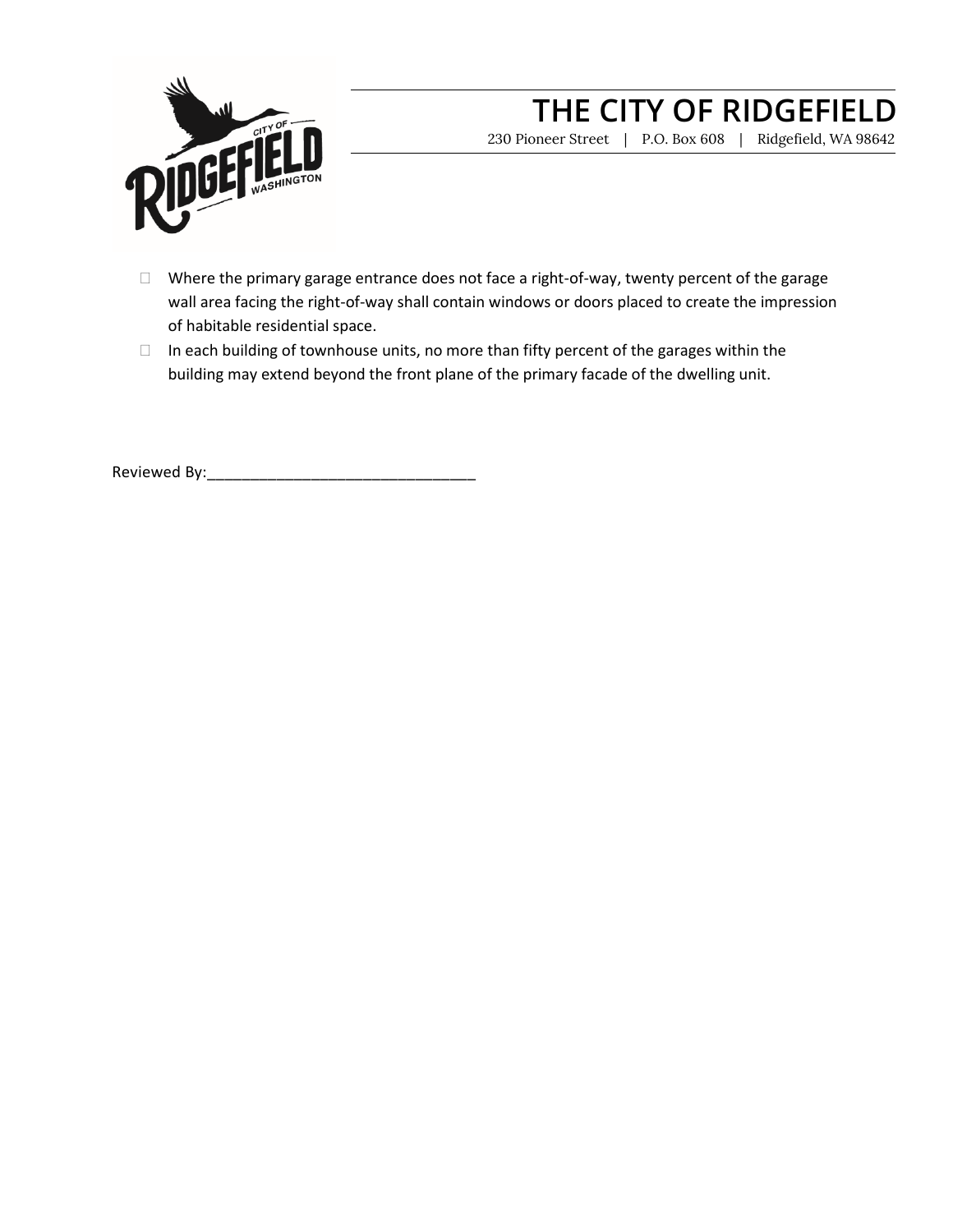- ☐ Where the primary garage entrance does not face a right-of-way, twenty percent of the garage wall area facing the right-of-way shall contain windows or doors placed to create the impression of habitable residential space.
- ☐ In each building of townhouse units, no more than fifty percent of the garages within the building may extend beyond the front plane of the primary facade of the dwelling unit.

Reviewed By:_______________________________